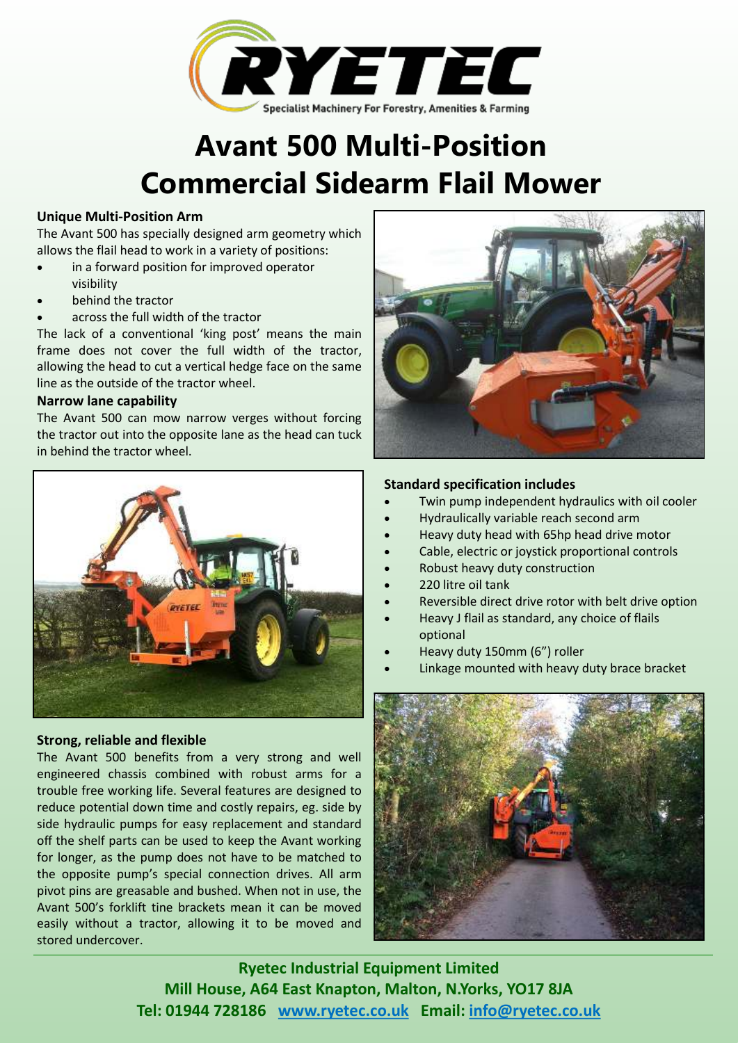RYETEC

Specialist Machinery For Forestry, Amenities & Farming

# Avant 500 Multi-Position Commercial Sidearm Flail Mower

### Unique Multi-Position Arm

The Avant 500 has specially designed arm geometry which allows the flail head to work in a variety of positions:

- in a forward position for improved operator visibility
- behind the tractor
- across the full width of the tractor

The lack of a conventional 'king post' means the main frame does not cover the full width of the tractor, allowing the head to cut a vertical hedge face on the same line as the outside of the tractor wheel.

### Narrow lane capability

The Avant 500 can mow narrow verges without forcing the tractor out into the opposite lane as the head can tuck in behind the tractor wheel.

### Standard specification includes

- Twin pump independent hydraulics with oil cooler
- Hydraulically variable reach second arm
- Heavy duty head with 65hp head drive motor
- Cable, electric or joystick proportional controls
- Robust heavy duty construction
- 220 litre oil tank
- Reversible direct drive rotor with belt drive option
- Heavy J flail as standard, any choice of flails optional
- Heavy duty 150mm (6") roller
- Linkage mounted with heavy duty brace bracket

### Strong, reliable and flexible

The Avant 500 benefits from a very strong and well engineered chassis combined with robust arms for a trouble free working life. Several features are designed to reduce potential down time and costly repairs, eg. side by side hydraulic pumps for easy replacement and standard off the shelf parts can be used to keep the Avant working for longer, as the pump does not have to be matched to the opposite pump's special connection drives. All arm pivot pins are greasable and bushed. When not in use, the Avant 500's forklift tine brackets mean it can be moved easily without a tractor, allowing it to be moved and stored undercover.

**Ryetec Industrial Equipment Limited**
**Mill House, A64 East Knapton, Malton, N.Yorks, YO17 8JA**
**Tel: 01944 728186 www.ryetec.co.uk Email: info@ryetec.co.uk**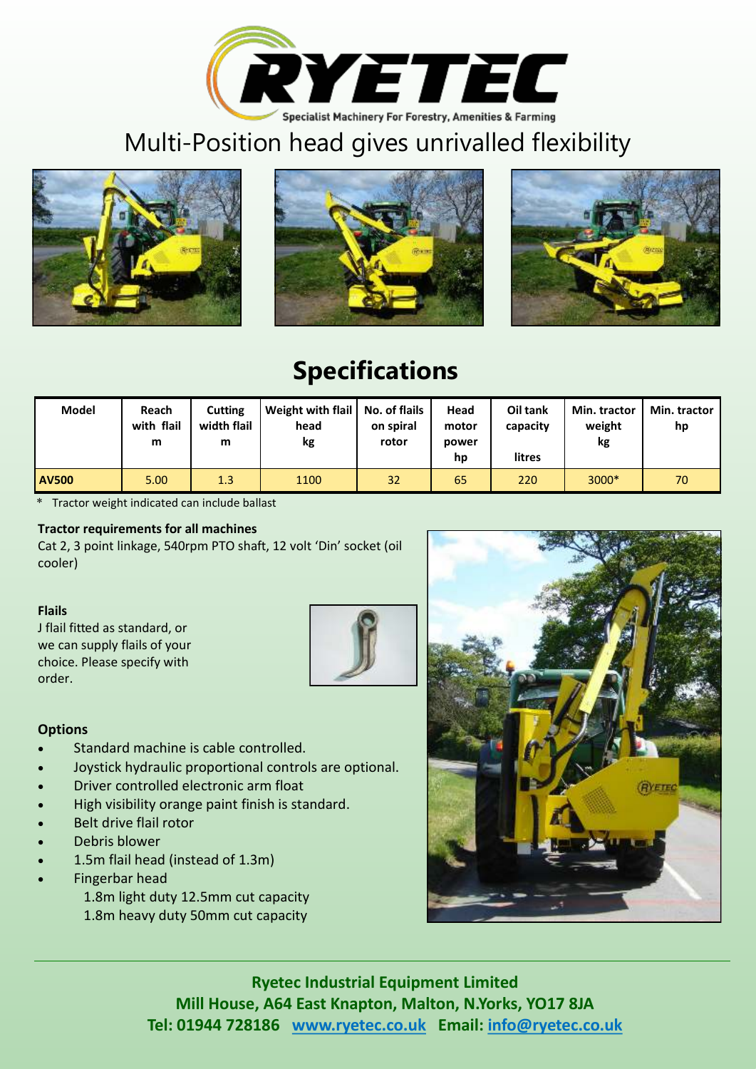RYETEC

Specialist Machinery For Forestry, Amenities & Farming

# Multi-Position head gives unrivalled flexibility

## Specifications

| Model | Reach with flail m | Cutting width flail m | Weight with flail head kg | No. of flails on spiral rotor | Head motor power hp | Oil tank capacity litres | Min. tractor weight kg | Min. tractor hp |
|---|---|---|---|---|---|---|---|---|
| **AV500** | 5.00 | 1.3 | 1100 | 32 | 65 | 220 | 3000* | 70 |

\* Tractor weight indicated can include ballast

**Tractor requirements for all machines**

Cat 2, 3 point linkage, 540rpm PTO shaft, 12 volt 'Din' socket (oil cooler)

**Flails**

J flail fitted as standard, or we can supply flails of your choice. Please specify with order.

**Options**

- Standard machine is cable controlled.
- Joystick hydraulic proportional controls are optional.
- Driver controlled electronic arm float
- High visibility orange paint finish is standard.
- Belt drive flail rotor
- Debris blower
- 1.5m flail head (instead of 1.3m)
- Fingerbar head
  - 1.8m light duty 12.5mm cut capacity
  - 1.8m heavy duty 50mm cut capacity

**Ryetec Industrial Equipment Limited**
**Mill House, A64 East Knapton, Malton, N.Yorks, YO17 8JA**
**Tel: 01944 728186 www.ryetec.co.uk Email: info@ryetec.co.uk**